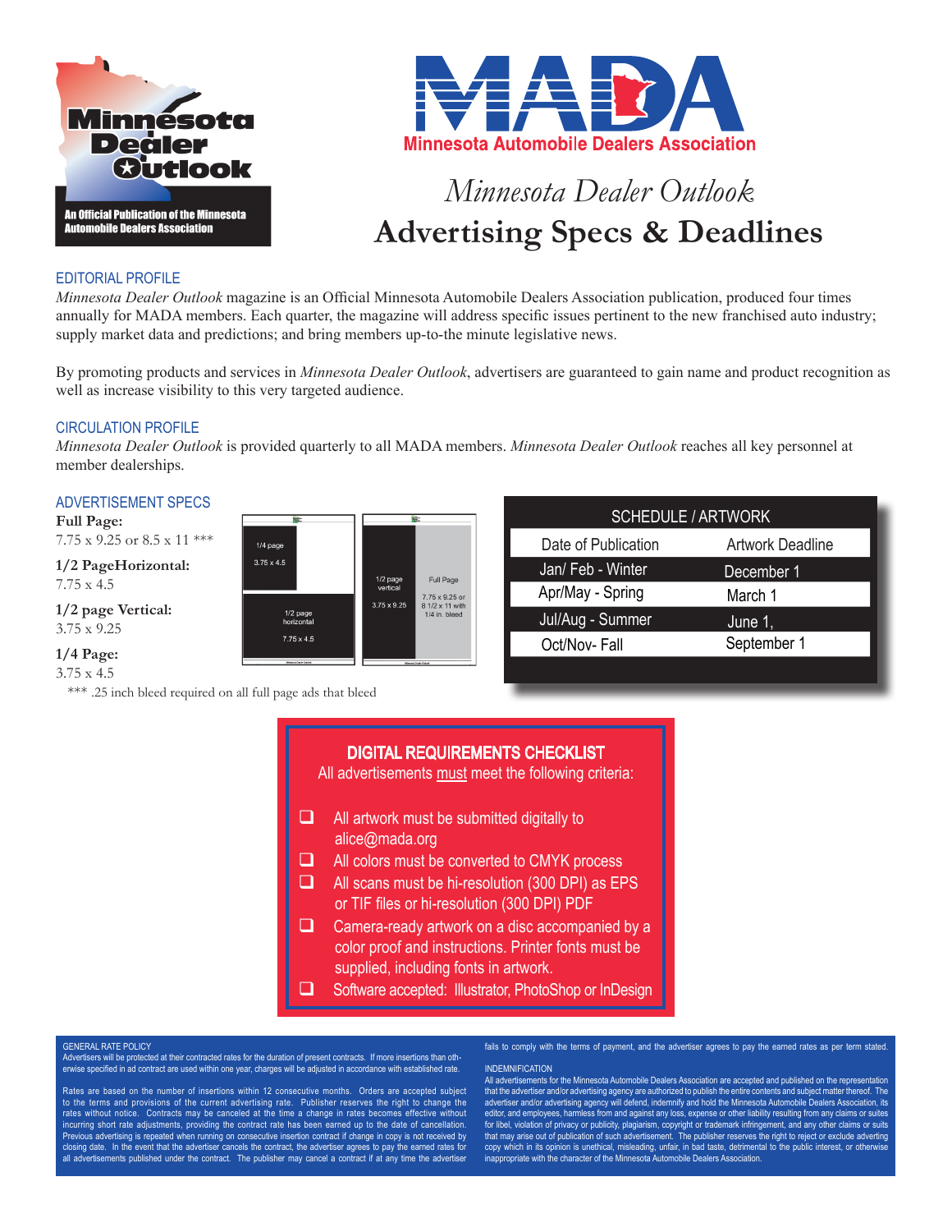Minnesota Dealer Outlook

An Official Publication of the Minnesota Automobile Dealers Association

MADA

Minnesota Automobile Dealers Association

# *Minnesota Dealer Outlook*
# Advertising Specs & Deadlines

## EDITORIAL PROFILE

*Minnesota Dealer Outlook* magazine is an Official Minnesota Automobile Dealers Association publication, produced four times annually for MADA members. Each quarter, the magazine will address specific issues pertinent to the new franchised auto industry; supply market data and predictions; and bring members up-to-the minute legislative news.

By promoting products and services in *Minnesota Dealer Outlook*, advertisers are guaranteed to gain name and product recognition as well as increase visibility to this very targeted audience.

## CIRCULATION PROFILE

*Minnesota Dealer Outlook* is provided quarterly to all MADA members. *Minnesota Dealer Outlook* reaches all key personnel at member dealerships.

## ADVERTISEMENT SPECS

**Full Page:**
7.75 x 9.25 or 8.5 x 11 ***

**1/2 PageHorizontal:**
7.75 x 4.5

**1/2 page Vertical:**
3.75 x 9.25

**1/4 Page:**
3.75 x 4.5

*** .25 inch bleed required on all full page ads that bleed

1/4 page 3.75 x 4.5 | 1/2 page horizontal 7.75 x 4.5 | 1/2 page vertical 3.75 x 9.25 | Full Page 7.75 x 9.25 or 8 1/2 x 11 with 1/4 in. bleed

## SCHEDULE / ARTWORK

| Date of Publication | Artwork Deadline |
|---|---|
| Jan/ Feb - Winter | December 1 |
| Apr/May - Spring | March 1 |
| Jul/Aug - Summer | June 1, |
| Oct/Nov- Fall | September 1 |

## DIGITAL REQUIREMENTS CHECKLIST

All advertisements must meet the following criteria:

- ❑ All artwork must be submitted digitally to alice@mada.org
- ❑ All colors must be converted to CMYK process
- ❑ All scans must be hi-resolution (300 DPI) as EPS or TIF files or hi-resolution (300 DPI) PDF
- ❑ Camera-ready artwork on a disc accompanied by a color proof and instructions. Printer fonts must be supplied, including fonts in artwork.
- ❑ Software accepted: Illustrator, PhotoShop or InDesign

### GENERAL RATE POLICY

Advertisers will be protected at their contracted rates for the duration of present contracts. If more insertions than otherwise specified in ad contract are used within one year, charges will be adjusted in accordance with established rate.

Rates are based on the number of insertions within 12 consecutive months. Orders are accepted subject to the terms and provisions of the current advertising rate. Publisher reserves the right to change the rates without notice. Contracts may be canceled at the time a change in rates becomes effective without incurring short rate adjustments, providing the contract rate has been earned up to the date of cancellation. Previous advertising is repeated when running on consecutive insertion contract if change in copy is not received by closing date. In the event that the advertiser cancels the contract, the advertiser agrees to pay the earned rates for all advertisements published under the contract. The publisher may cancel a contract if at any time the advertiser fails to comply with the terms of payment, and the advertiser agrees to pay the earned rates as per term stated.

### INDEMNIFICATION

All advertisements for the Minnesota Automobile Dealers Association are accepted and published on the representation that the advertiser and/or advertising agency are authorized to publish the entire contents and subject matter thereof. The advertiser and/or advertising agency will defend, indemnify and hold the Minnesota Automobile Dealers Association, its editor, and employees, harmless from and against any loss, expense or other liability resulting from any claims or suites for libel, violation of privacy or publicity, plagiarism, copyright or trademark infringement, and any other claims or suits that may arise out of publication of such advertisement. The publisher reserves the right to reject or exclude adverting copy which in its opinion is unethical, misleading, unfair, in bad taste, detrimental to the public interest, or otherwise inappropriate with the character of the Minnesota Automobile Dealers Association.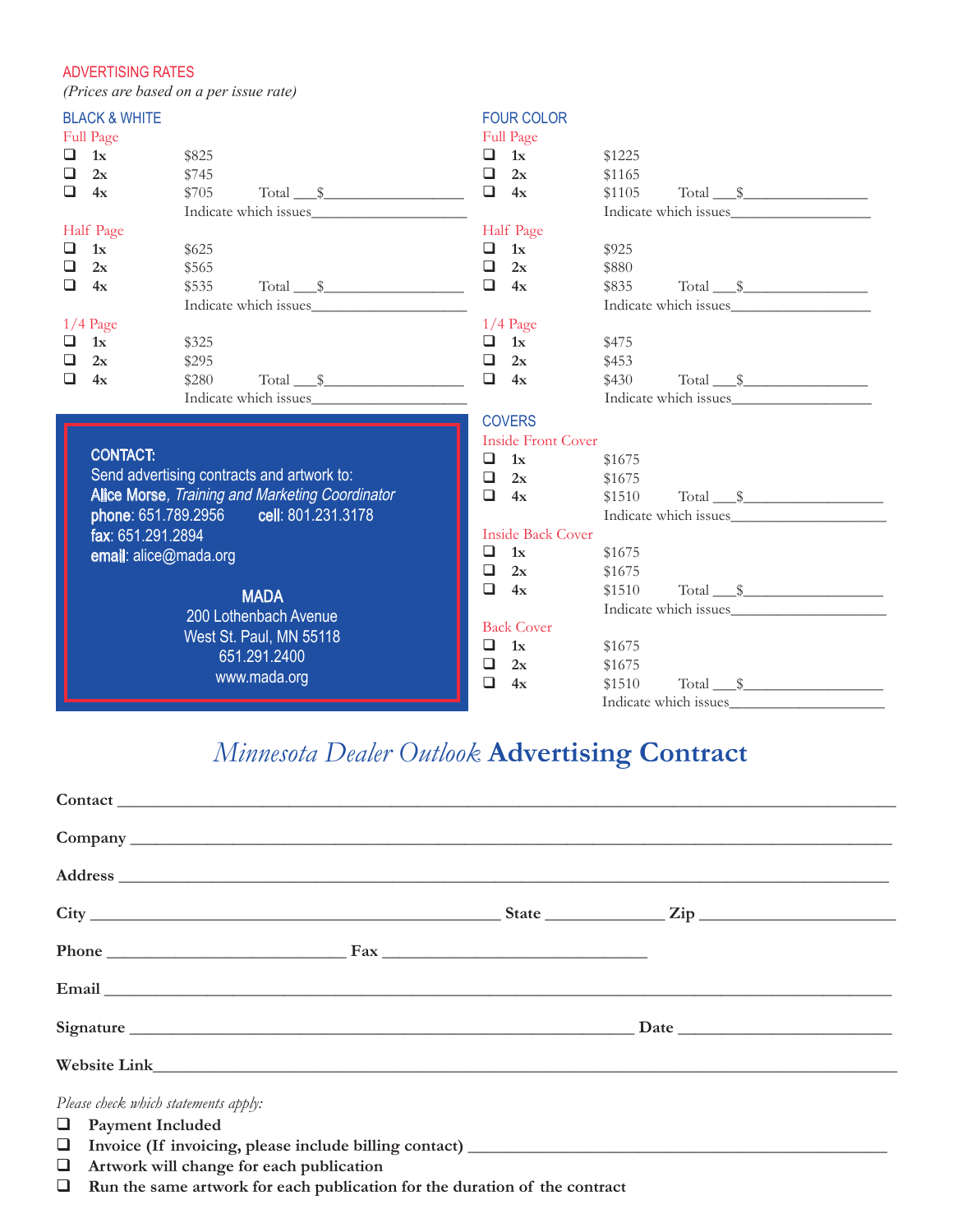## ADVERTISING RATES

*(Prices are based on a per issue rate)*

### BLACK & WHITE

**Full Page**

- ❑ **1x** $825
- ❑ **2x** $745
- ❑ **4x** $705 Total ___$__________________

Indicate which issues____________________

**Half Page**

- ❑ **1x** $625
- ❑ **2x** $565
- ❑ **4x** $535 Total ___$__________________

Indicate which issues____________________

**1/4 Page**

- ❑ **1x** $325
- ❑ **2x** $295
- ❑ **4x** $280 Total ___$__________________

Indicate which issues____________________

**CONTACT:**
Send advertising contracts and artwork to:
**Alice Morse**, *Training and Marketing Coordinator*
**phone**: 651.789.2956 **cell**: 801.231.3178
**fax**: 651.291.2894
**email**: alice@mada.org

**MADA**
200 Lothenbach Avenue
West St. Paul, MN 55118
651.291.2400
www.mada.org

### FOUR COLOR

**Full Page**

- ❑ **1x** $1225
- ❑ **2x** $1165
- ❑ **4x** $1105 Total ___$________________

Indicate which issues___________________

**Half Page**

- ❑ **1x** $925
- ❑ **2x** $880
- ❑ **4x** $835 Total ___$________________

Indicate which issues___________________

**1/4 Page**

- ❑ **1x** $475
- ❑ **2x** $453
- ❑ **4x** $430 Total ___$________________

Indicate which issues___________________

### COVERS

**Inside Front Cover**

- ❑ **1x** $1675
- ❑ **2x** $1675
- ❑ **4x** $1510 Total ___$__________________

Indicate which issues____________________

**Inside Back Cover**

- ❑ **1x** $1675
- ❑ **2x** $1675
- ❑ **4x** $1510 Total ___$__________________

Indicate which issues____________________

**Back Cover**

- ❑ **1x** $1675
- ❑ **2x** $1675
- ❑ **4x** $1510 Total ___$__________________

Indicate which issues____________________

# *Minnesota Dealer Outlook* Advertising Contract

**Contact** ________________________________________________________________

**Company** ______________________________________________________________

**Address** _______________________________________________________________

**City** ______________________________ **State** ____________ **Zip** ________________

**Phone** _________________________ **Fax** ___________________________

**Email** _________________________________________________________________

**Signature** ______________________________________________ **Date** ________________

**Website Link**____________________________________________________________

*Please check which statements apply:*

- ❑ **Payment Included**
- ❑ **Invoice (If invoicing, please include billing contact)** ______________________________
- ❑ **Artwork will change for each publication**
- ❑ **Run the same artwork for each publication for the duration of the contract**